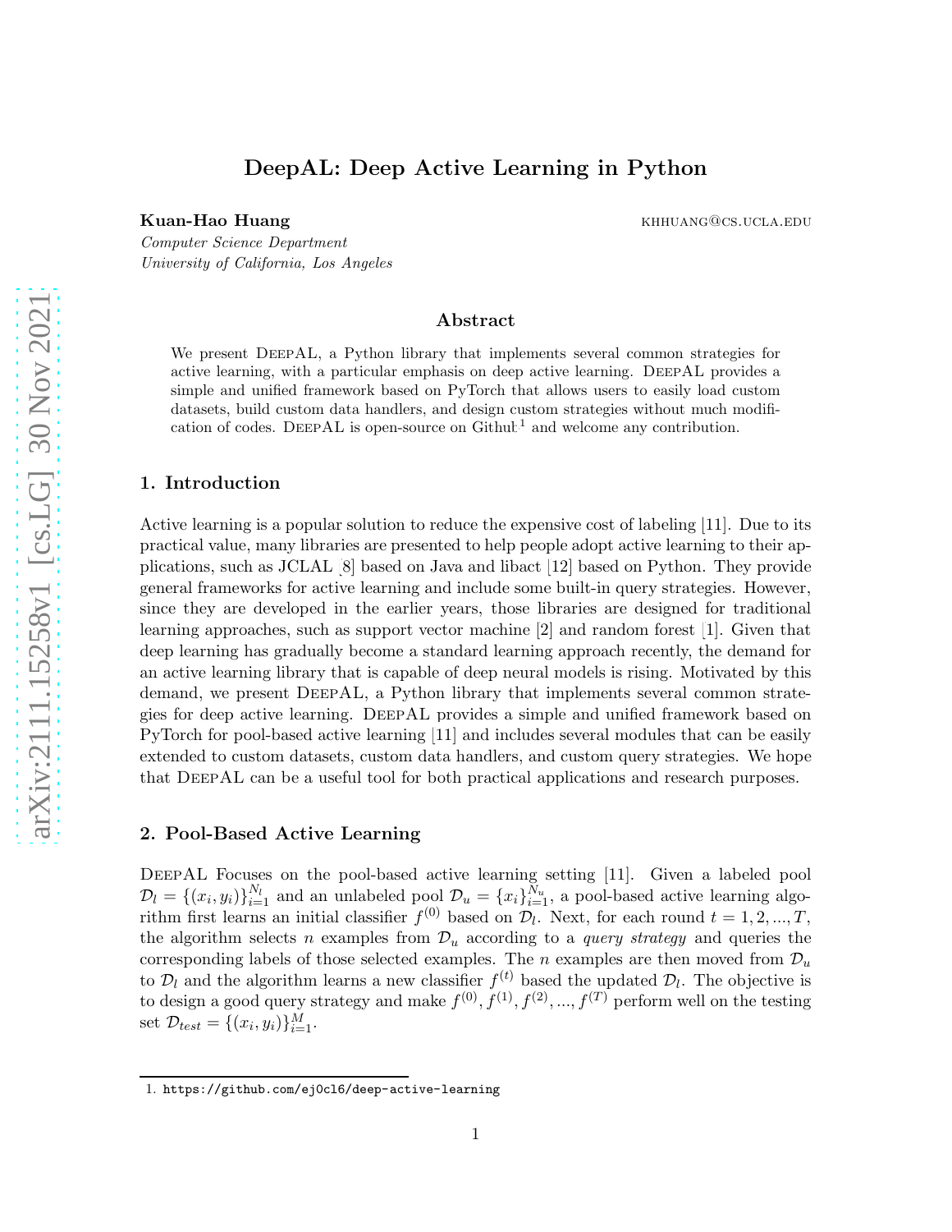# DeepAL: Deep Active Learning in Python

**Kuan-Hao Huang** KHHUANG@CS.UCLA.EDU

*Computer Science Department*
*University of California, Los Angeles*

## Abstract

We present DeepAL, a Python library that implements several common strategies for active learning, with a particular emphasis on deep active learning. DeepAL provides a simple and unified framework based on PyTorch that allows users to easily load custom datasets, build custom data handlers, and design custom strategies without much modification of codes. DeepAL is open-source on Github[1] and welcome any contribution.

## 1. Introduction

Active learning is a popular solution to reduce the expensive cost of labeling [11]. Due to its practical value, many libraries are presented to help people adopt active learning to their applications, such as JCLAL [8] based on Java and libact [12] based on Python. They provide general frameworks for active learning and include some built-in query strategies. However, since they are developed in the earlier years, those libraries are designed for traditional learning approaches, such as support vector machine [2] and random forest [1]. Given that deep learning has gradually become a standard learning approach recently, the demand for an active learning library that is capable of deep neural models is rising. Motivated by this demand, we present DeepAL, a Python library that implements several common strategies for deep active learning. DeepAL provides a simple and unified framework based on PyTorch for pool-based active learning [11] and includes several modules that can be easily extended to custom datasets, custom data handlers, and custom query strategies. We hope that DeepAL can be a useful tool for both practical applications and research purposes.

## 2. Pool-Based Active Learning

DeepAL Focuses on the pool-based active learning setting [11]. Given a labeled pool $\mathcal{D}_l = \{(x_i, y_i)\}_{i=1}^{N_l}$ and an unlabeled pool $\mathcal{D}_u = \{x_i\}_{i=1}^{N_u}$, a pool-based active learning algorithm first learns an initial classifier $f^{(0)}$ based on $\mathcal{D}_l$. Next, for each round $t = 1, 2, ..., T$, the algorithm selects $n$ examples from $\mathcal{D}_u$ according to a *query strategy* and queries the corresponding labels of those selected examples. The $n$ examples are then moved from $\mathcal{D}_u$ to $\mathcal{D}_l$ and the algorithm learns a new classifier $f^{(t)}$ based the updated $\mathcal{D}_l$. The objective is to design a good query strategy and make $f^{(0)}, f^{(1)}, f^{(2)}, ..., f^{(T)}$ perform well on the testing set $\mathcal{D}_{test} = \{(x_i, y_i)\}_{i=1}^{M}$.

1. https://github.com/ej0cl6/deep-active-learning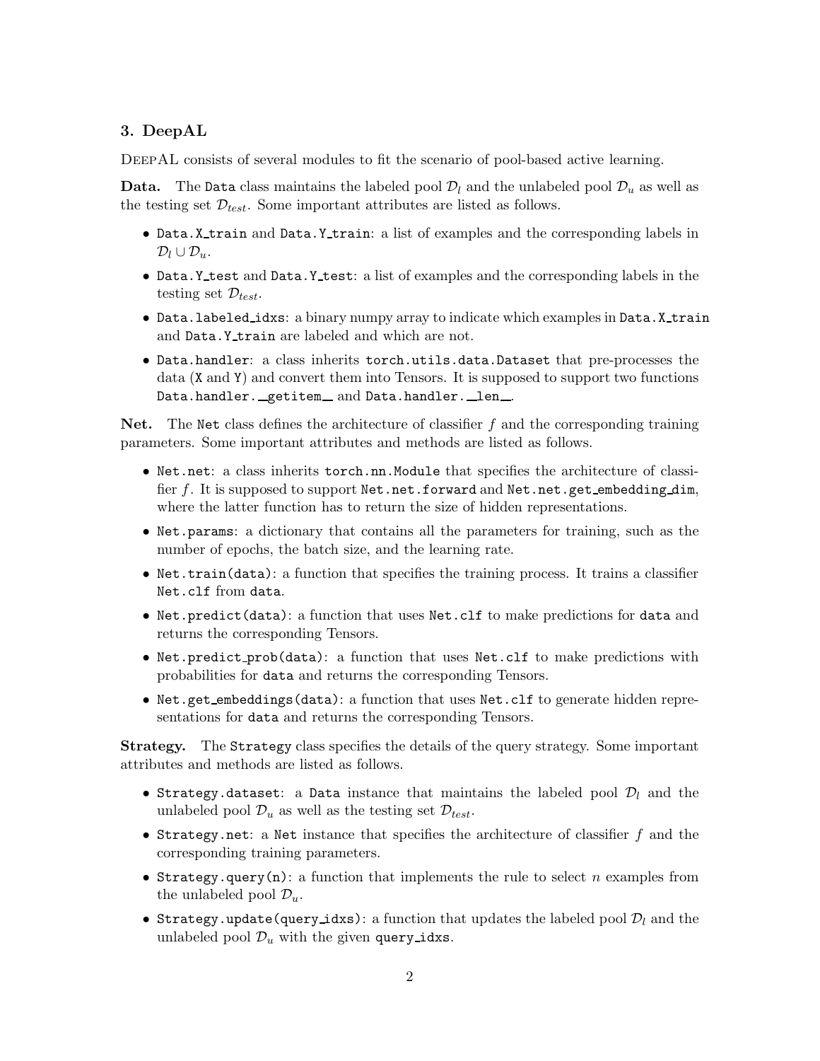## 3. DeepAL

DeepAL consists of several modules to fit the scenario of pool-based active learning.

**Data.** The `Data` class maintains the labeled pool $\mathcal{D}_l$ and the unlabeled pool $\mathcal{D}_u$ as well as the testing set $\mathcal{D}_{test}$. Some important attributes are listed as follows.

- `Data.X_train` and `Data.Y_train`: a list of examples and the corresponding labels in $\mathcal{D}_l \cup \mathcal{D}_u$.
- `Data.Y_test` and `Data.Y_test`: a list of examples and the corresponding labels in the testing set $\mathcal{D}_{test}$.
- `Data.labeled_idxs`: a binary numpy array to indicate which examples in `Data.X_train` and `Data.Y_train` are labeled and which are not.
- `Data.handler`: a class inherits `torch.utils.data.Dataset` that pre-processes the data (`X` and `Y`) and convert them into Tensors. It is supposed to support two functions `Data.handler.__getitem__` and `Data.handler.__len__`.

**Net.** The `Net` class defines the architecture of classifier $f$ and the corresponding training parameters. Some important attributes and methods are listed as follows.

- `Net.net`: a class inherits `torch.nn.Module` that specifies the architecture of classifier $f$. It is supposed to support `Net.net.forward` and `Net.net.get_embedding_dim`, where the latter function has to return the size of hidden representations.
- `Net.params`: a dictionary that contains all the parameters for training, such as the number of epochs, the batch size, and the learning rate.
- `Net.train(data)`: a function that specifies the training process. It trains a classifier `Net.clf` from `data`.
- `Net.predict(data)`: a function that uses `Net.clf` to make predictions for `data` and returns the corresponding Tensors.
- `Net.predict_prob(data)`: a function that uses `Net.clf` to make predictions with probabilities for `data` and returns the corresponding Tensors.
- `Net.get_embeddings(data)`: a function that uses `Net.clf` to generate hidden representations for `data` and returns the corresponding Tensors.

**Strategy.** The `Strategy` class specifies the details of the query strategy. Some important attributes and methods are listed as follows.

- `Strategy.dataset`: a `Data` instance that maintains the labeled pool $\mathcal{D}_l$ and the unlabeled pool $\mathcal{D}_u$ as well as the testing set $\mathcal{D}_{test}$.
- `Strategy.net`: a `Net` instance that specifies the architecture of classifier $f$ and the corresponding training parameters.
- `Strategy.query(n)`: a function that implements the rule to select $n$ examples from the unlabeled pool $\mathcal{D}_u$.
- `Strategy.update(query_idxs)`: a function that updates the labeled pool $\mathcal{D}_l$ and the unlabeled pool $\mathcal{D}_u$ with the given `query_idxs`.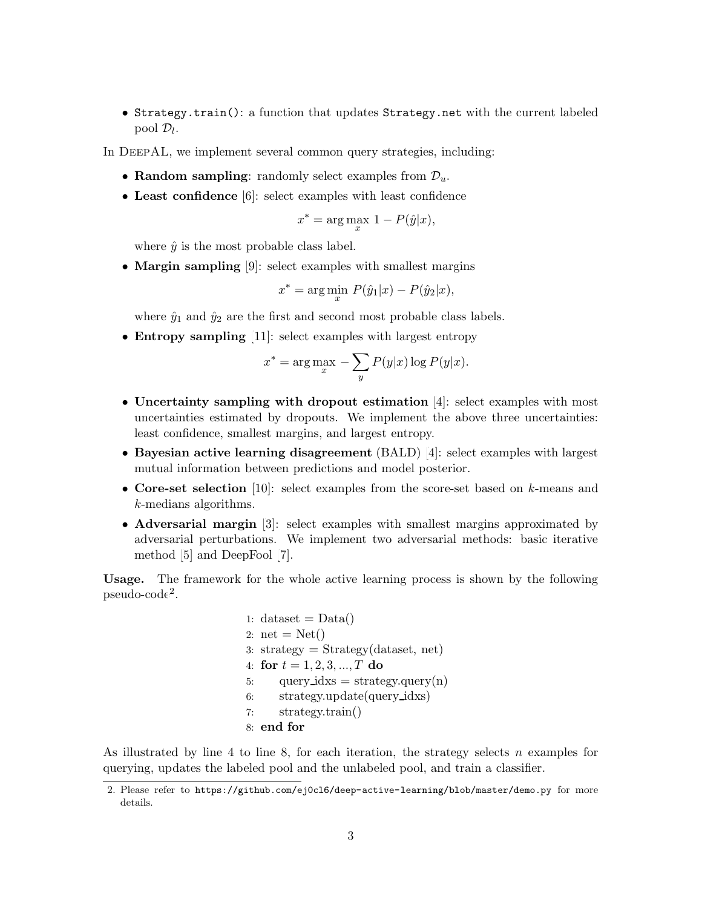- `Strategy.train()`: a function that updates `Strategy.net` with the current labeled pool $\mathcal{D}_l$.

In DeepAL, we implement several common query strategies, including:

- **Random sampling**: randomly select examples from $\mathcal{D}_u$.
- **Least confidence** [6]: select examples with least confidence

$$x^* = \arg\max_x 1 - P(\hat{y}|x),$$

  where $\hat{y}$ is the most probable class label.
- **Margin sampling** [9]: select examples with smallest margins

$$x^* = \arg\min_x P(\hat{y}_1|x) - P(\hat{y}_2|x),$$

  where $\hat{y}_1$ and $\hat{y}_2$ are the first and second most probable class labels.
- **Entropy sampling** [11]: select examples with largest entropy

$$x^* = \arg\max_x - \sum_y P(y|x) \log P(y|x).$$

- **Uncertainty sampling with dropout estimation** [4]: select examples with most uncertainties estimated by dropouts. We implement the above three uncertainties: least confidence, smallest margins, and largest entropy.
- **Bayesian active learning disagreement** (BALD) [4]: select examples with largest mutual information between predictions and model posterior.
- **Core-set selection** [10]: select examples from the score-set based on $k$-means and $k$-medians algorithms.
- **Adversarial margin** [3]: select examples with smallest margins approximated by adversarial perturbations. We implement two adversarial methods: basic iterative method [5] and DeepFool [7].

**Usage.** The framework for the whole active learning process is shown by the following pseudo-code[2].

```
1: dataset = Data()
2: net = Net()
3: strategy = Strategy(dataset, net)
4: for t = 1, 2, 3, ..., T do
5:     query_idxs = strategy.query(n)
6:     strategy.update(query_idxs)
7:     strategy.train()
8: end for
```

As illustrated by line 4 to line 8, for each iteration, the strategy selects $n$ examples for querying, updates the labeled pool and the unlabeled pool, and train a classifier.

2. Please refer to `https://github.com/ej0cl6/deep-active-learning/blob/master/demo.py` for more details.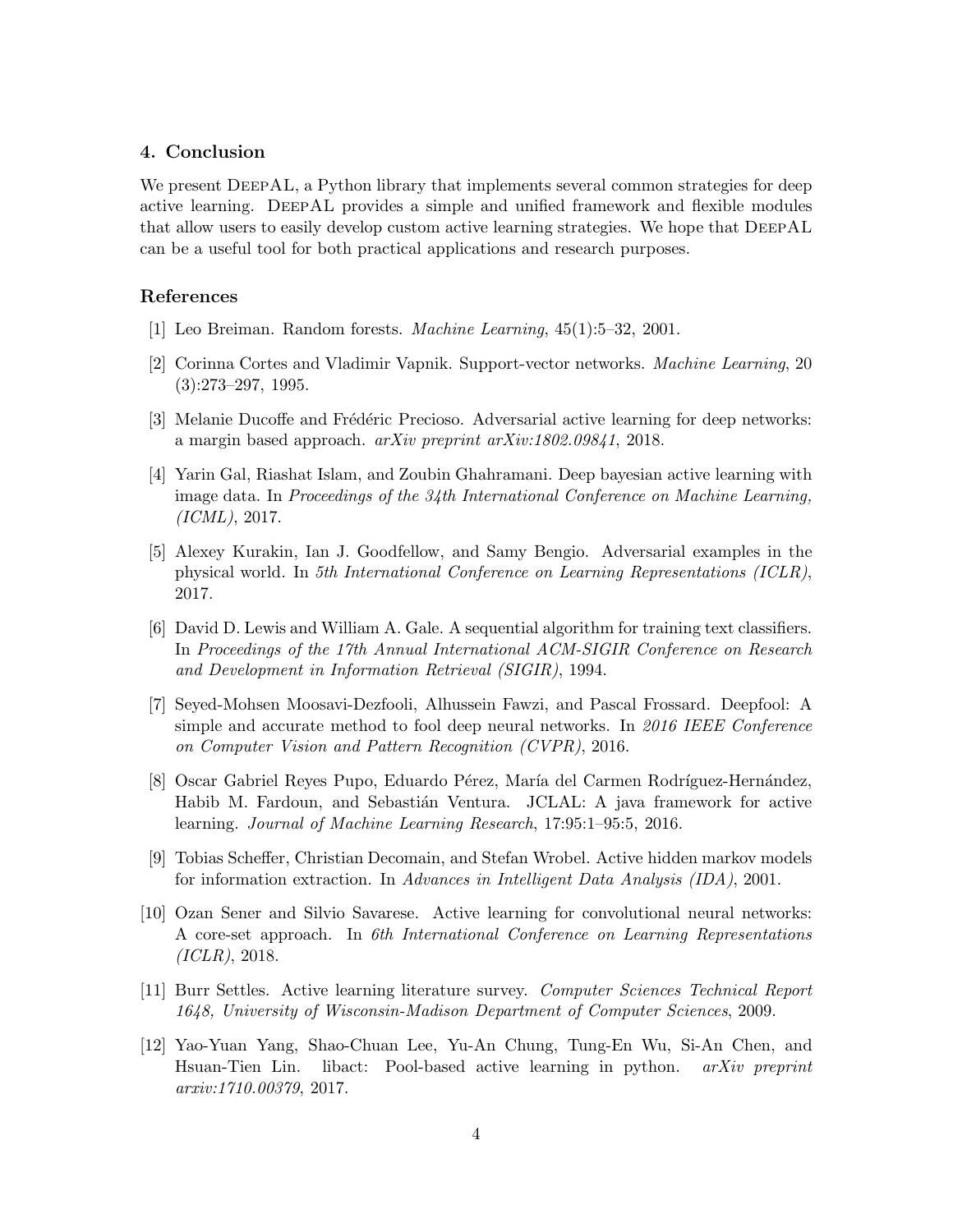## 4. Conclusion

We present DeepAL, a Python library that implements several common strategies for deep active learning. DeepAL provides a simple and unified framework and flexible modules that allow users to easily develop custom active learning strategies. We hope that DeepAL can be a useful tool for both practical applications and research purposes.

## References

[1] Leo Breiman. Random forests. *Machine Learning*, 45(1):5–32, 2001.

[2] Corinna Cortes and Vladimir Vapnik. Support-vector networks. *Machine Learning*, 20 (3):273–297, 1995.

[3] Melanie Ducoffe and Frédéric Precioso. Adversarial active learning for deep networks: a margin based approach. *arXiv preprint arXiv:1802.09841*, 2018.

[4] Yarin Gal, Riashat Islam, and Zoubin Ghahramani. Deep bayesian active learning with image data. In *Proceedings of the 34th International Conference on Machine Learning, (ICML)*, 2017.

[5] Alexey Kurakin, Ian J. Goodfellow, and Samy Bengio. Adversarial examples in the physical world. In *5th International Conference on Learning Representations (ICLR)*, 2017.

[6] David D. Lewis and William A. Gale. A sequential algorithm for training text classifiers. In *Proceedings of the 17th Annual International ACM-SIGIR Conference on Research and Development in Information Retrieval (SIGIR)*, 1994.

[7] Seyed-Mohsen Moosavi-Dezfooli, Alhussein Fawzi, and Pascal Frossard. Deepfool: A simple and accurate method to fool deep neural networks. In *2016 IEEE Conference on Computer Vision and Pattern Recognition (CVPR)*, 2016.

[8] Oscar Gabriel Reyes Pupo, Eduardo Pérez, María del Carmen Rodríguez-Hernández, Habib M. Fardoun, and Sebastián Ventura. JCLAL: A java framework for active learning. *Journal of Machine Learning Research*, 17:95:1–95:5, 2016.

[9] Tobias Scheffer, Christian Decomain, and Stefan Wrobel. Active hidden markov models for information extraction. In *Advances in Intelligent Data Analysis (IDA)*, 2001.

[10] Ozan Sener and Silvio Savarese. Active learning for convolutional neural networks: A core-set approach. In *6th International Conference on Learning Representations (ICLR)*, 2018.

[11] Burr Settles. Active learning literature survey. *Computer Sciences Technical Report 1648, University of Wisconsin-Madison Department of Computer Sciences*, 2009.

[12] Yao-Yuan Yang, Shao-Chuan Lee, Yu-An Chung, Tung-En Wu, Si-An Chen, and Hsuan-Tien Lin. libact: Pool-based active learning in python. *arXiv preprint arxiv:1710.00379*, 2017.